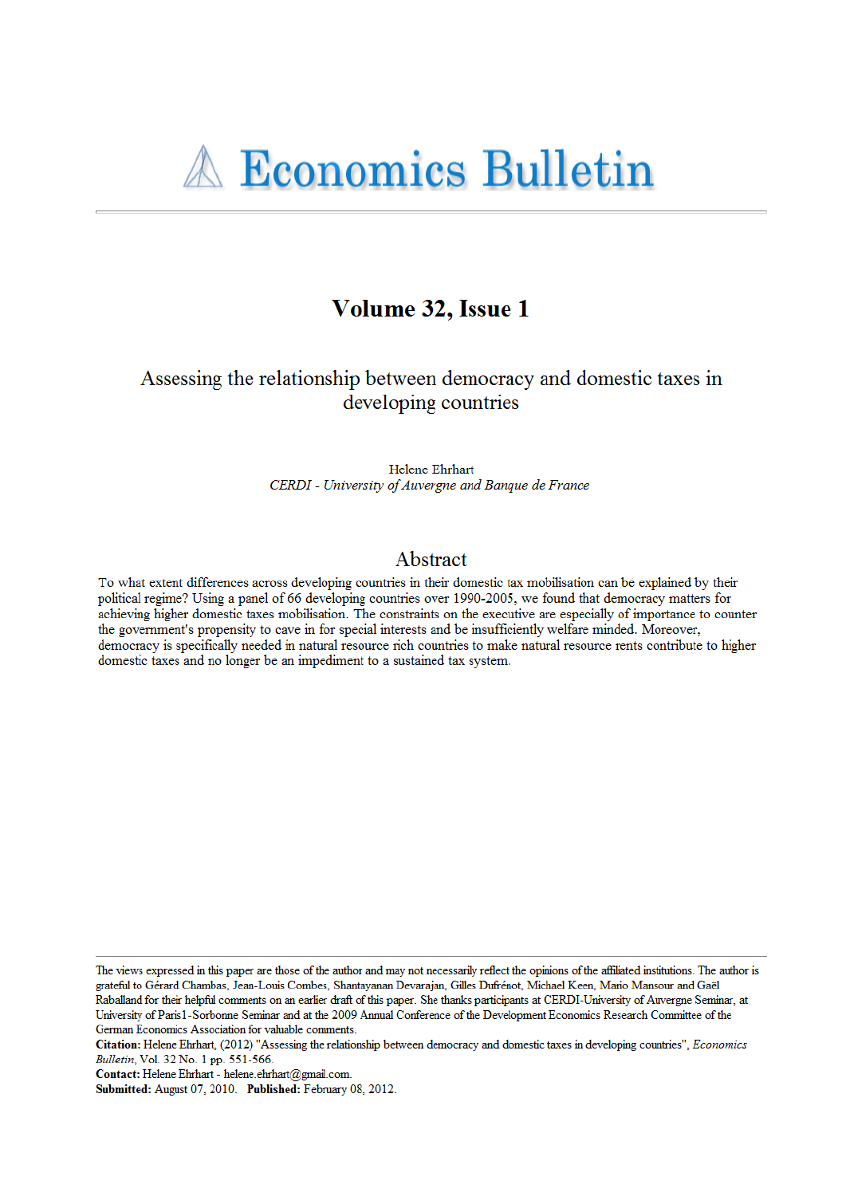# Economics Bulletin

## Volume 32, Issue 1

### Assessing the relationship between democracy and domestic taxes in developing countries

Helene Ehrhart
*CERDI - University of Auvergne and Banque de France*

## Abstract

To what extent differences across developing countries in their domestic tax mobilisation can be explained by their political regime? Using a panel of 66 developing countries over 1990-2005, we found that democracy matters for achieving higher domestic taxes mobilisation. The constraints on the executive are especially of importance to counter the government's propensity to cave in for special interests and be insufficiently welfare minded. Moreover, democracy is specifically needed in natural resource rich countries to make natural resource rents contribute to higher domestic taxes and no longer be an impediment to a sustained tax system.

---

The views expressed in this paper are those of the author and may not necessarily reflect the opinions of the affiliated institutions. The author is grateful to Gérard Chambas, Jean-Louis Combes, Shantayanan Devarajan, Gilles Dufrénot, Michael Keen, Mario Mansour and Gaël Raballand for their helpful comments on an earlier draft of this paper. She thanks participants at CERDI-University of Auvergne Seminar, at University of Paris1-Sorbonne Seminar and at the 2009 Annual Conference of the Development Economics Research Committee of the German Economics Association for valuable comments.

**Citation:** Helene Ehrhart, (2012) "Assessing the relationship between democracy and domestic taxes in developing countries", *Economics Bulletin*, Vol. 32 No. 1 pp. 551-566.

**Contact:** Helene Ehrhart - helene.ehrhart@gmail.com.

**Submitted:** August 07, 2010. **Published:** February 08, 2012.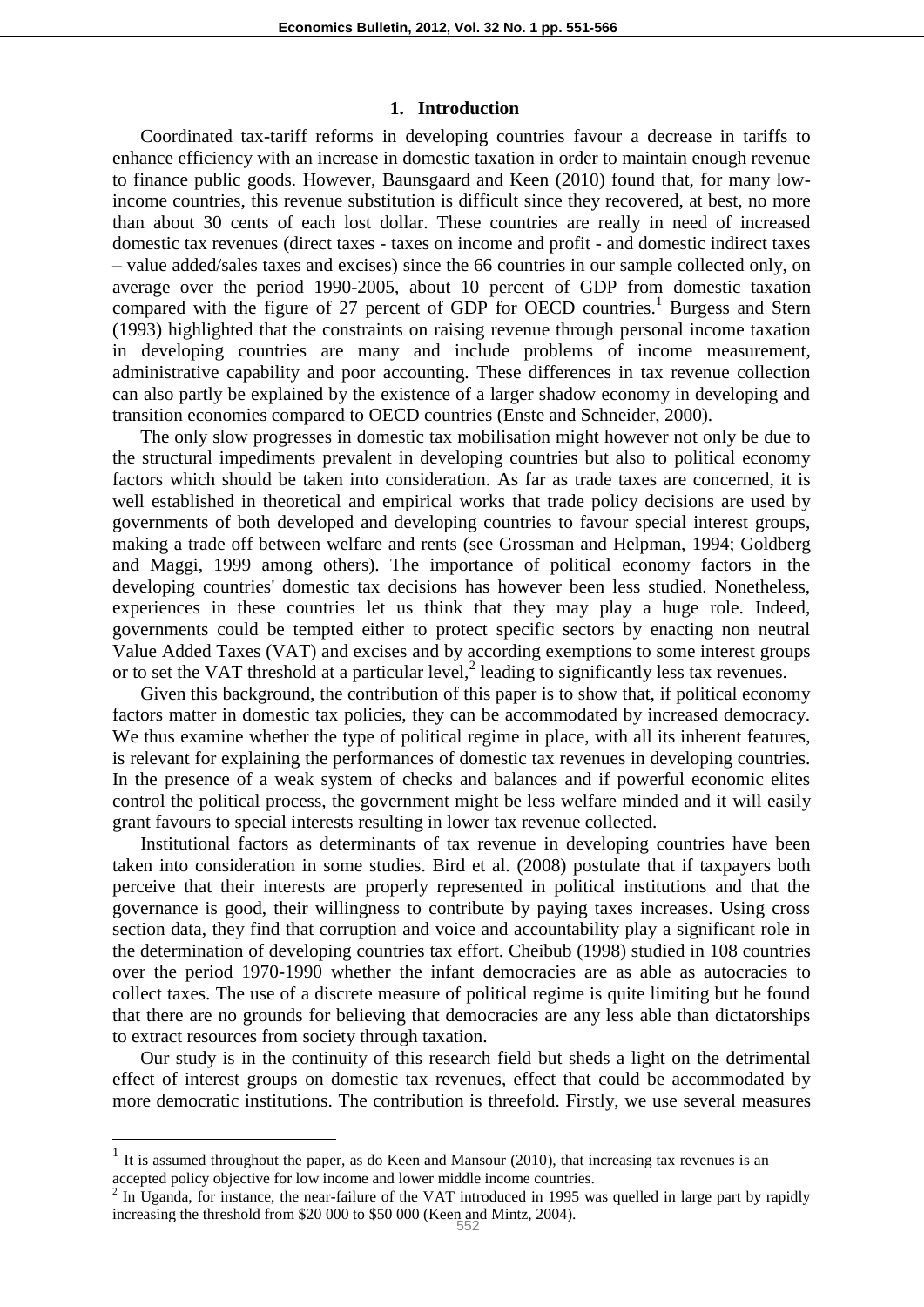## 1. Introduction

Coordinated tax-tariff reforms in developing countries favour a decrease in tariffs to enhance efficiency with an increase in domestic taxation in order to maintain enough revenue to finance public goods. However, Baunsgaard and Keen (2010) found that, for many low-income countries, this revenue substitution is difficult since they recovered, at best, no more than about 30 cents of each lost dollar. These countries are really in need of increased domestic tax revenues (direct taxes - taxes on income and profit - and domestic indirect taxes – value added/sales taxes and excises) since the 66 countries in our sample collected only, on average over the period 1990-2005, about 10 percent of GDP from domestic taxation compared with the figure of 27 percent of GDP for OECD countries.[1] Burgess and Stern (1993) highlighted that the constraints on raising revenue through personal income taxation in developing countries are many and include problems of income measurement, administrative capability and poor accounting. These differences in tax revenue collection can also partly be explained by the existence of a larger shadow economy in developing and transition economies compared to OECD countries (Enste and Schneider, 2000).

The only slow progresses in domestic tax mobilisation might however not only be due to the structural impediments prevalent in developing countries but also to political economy factors which should be taken into consideration. As far as trade taxes are concerned, it is well established in theoretical and empirical works that trade policy decisions are used by governments of both developed and developing countries to favour special interest groups, making a trade off between welfare and rents (see Grossman and Helpman, 1994; Goldberg and Maggi, 1999 among others). The importance of political economy factors in the developing countries' domestic tax decisions has however been less studied. Nonetheless, experiences in these countries let us think that they may play a huge role. Indeed, governments could be tempted either to protect specific sectors by enacting non neutral Value Added Taxes (VAT) and excises and by according exemptions to some interest groups or to set the VAT threshold at a particular level,[2] leading to significantly less tax revenues.

Given this background, the contribution of this paper is to show that, if political economy factors matter in domestic tax policies, they can be accommodated by increased democracy. We thus examine whether the type of political regime in place, with all its inherent features, is relevant for explaining the performances of domestic tax revenues in developing countries. In the presence of a weak system of checks and balances and if powerful economic elites control the political process, the government might be less welfare minded and it will easily grant favours to special interests resulting in lower tax revenue collected.

Institutional factors as determinants of tax revenue in developing countries have been taken into consideration in some studies. Bird et al. (2008) postulate that if taxpayers both perceive that their interests are properly represented in political institutions and that the governance is good, their willingness to contribute by paying taxes increases. Using cross section data, they find that corruption and voice and accountability play a significant role in the determination of developing countries tax effort. Cheibub (1998) studied in 108 countries over the period 1970-1990 whether the infant democracies are as able as autocracies to collect taxes. The use of a discrete measure of political regime is quite limiting but he found that there are no grounds for believing that democracies are any less able than dictatorships to extract resources from society through taxation.

Our study is in the continuity of this research field but sheds a light on the detrimental effect of interest groups on domestic tax revenues, effect that could be accommodated by more democratic institutions. The contribution is threefold. Firstly, we use several measures

[1] It is assumed throughout the paper, as do Keen and Mansour (2010), that increasing tax revenues is an accepted policy objective for low income and lower middle income countries.

[2] In Uganda, for instance, the near-failure of the VAT introduced in 1995 was quelled in large part by rapidly increasing the threshold from \$20 000 to \$50 000 (Keen and Mintz, 2004).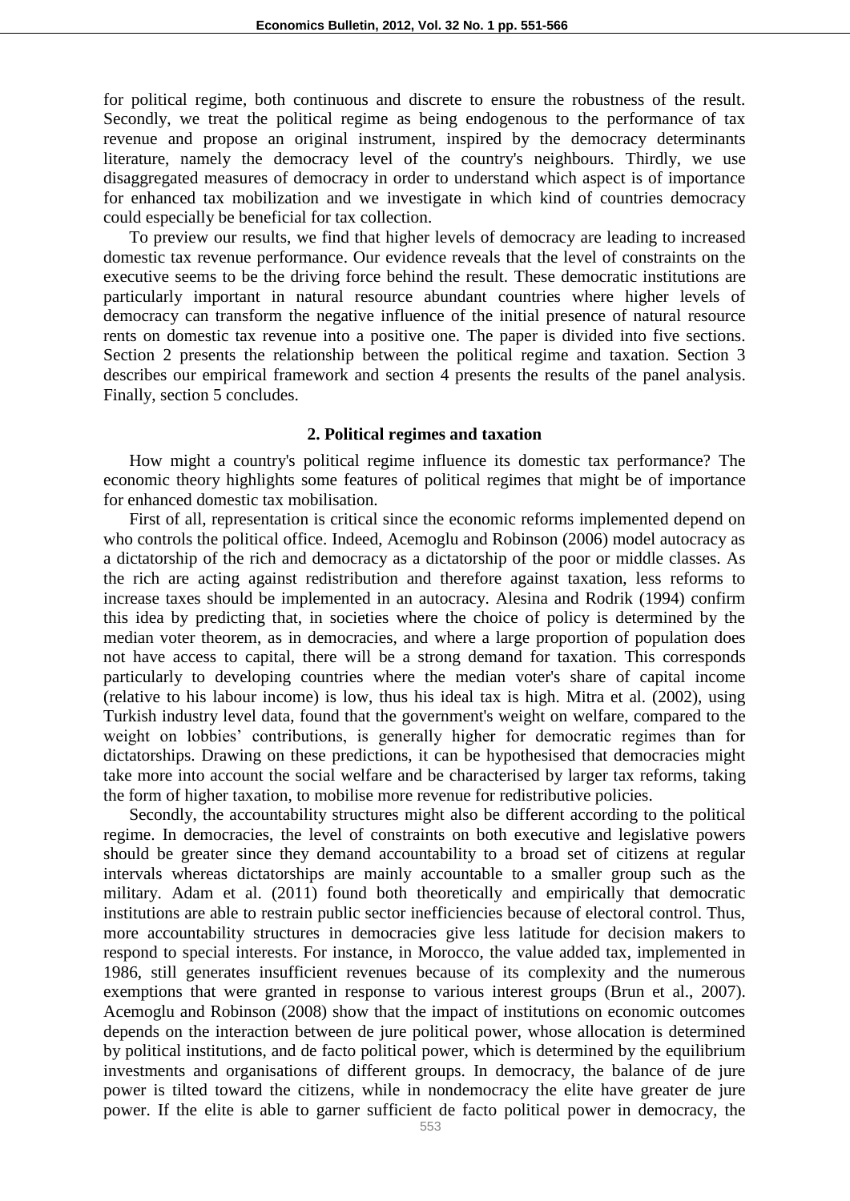for political regime, both continuous and discrete to ensure the robustness of the result. Secondly, we treat the political regime as being endogenous to the performance of tax revenue and propose an original instrument, inspired by the democracy determinants literature, namely the democracy level of the country's neighbours. Thirdly, we use disaggregated measures of democracy in order to understand which aspect is of importance for enhanced tax mobilization and we investigate in which kind of countries democracy could especially be beneficial for tax collection.

To preview our results, we find that higher levels of democracy are leading to increased domestic tax revenue performance. Our evidence reveals that the level of constraints on the executive seems to be the driving force behind the result. These democratic institutions are particularly important in natural resource abundant countries where higher levels of democracy can transform the negative influence of the initial presence of natural resource rents on domestic tax revenue into a positive one. The paper is divided into five sections. Section 2 presents the relationship between the political regime and taxation. Section 3 describes our empirical framework and section 4 presents the results of the panel analysis. Finally, section 5 concludes.

## 2. Political regimes and taxation

How might a country's political regime influence its domestic tax performance? The economic theory highlights some features of political regimes that might be of importance for enhanced domestic tax mobilisation.

First of all, representation is critical since the economic reforms implemented depend on who controls the political office. Indeed, Acemoglu and Robinson (2006) model autocracy as a dictatorship of the rich and democracy as a dictatorship of the poor or middle classes. As the rich are acting against redistribution and therefore against taxation, less reforms to increase taxes should be implemented in an autocracy. Alesina and Rodrik (1994) confirm this idea by predicting that, in societies where the choice of policy is determined by the median voter theorem, as in democracies, and where a large proportion of population does not have access to capital, there will be a strong demand for taxation. This corresponds particularly to developing countries where the median voter's share of capital income (relative to his labour income) is low, thus his ideal tax is high. Mitra et al. (2002), using Turkish industry level data, found that the government's weight on welfare, compared to the weight on lobbies' contributions, is generally higher for democratic regimes than for dictatorships. Drawing on these predictions, it can be hypothesised that democracies might take more into account the social welfare and be characterised by larger tax reforms, taking the form of higher taxation, to mobilise more revenue for redistributive policies.

Secondly, the accountability structures might also be different according to the political regime. In democracies, the level of constraints on both executive and legislative powers should be greater since they demand accountability to a broad set of citizens at regular intervals whereas dictatorships are mainly accountable to a smaller group such as the military. Adam et al. (2011) found both theoretically and empirically that democratic institutions are able to restrain public sector inefficiencies because of electoral control. Thus, more accountability structures in democracies give less latitude for decision makers to respond to special interests. For instance, in Morocco, the value added tax, implemented in 1986, still generates insufficient revenues because of its complexity and the numerous exemptions that were granted in response to various interest groups (Brun et al., 2007). Acemoglu and Robinson (2008) show that the impact of institutions on economic outcomes depends on the interaction between de jure political power, whose allocation is determined by political institutions, and de facto political power, which is determined by the equilibrium investments and organisations of different groups. In democracy, the balance of de jure power is tilted toward the citizens, while in nondemocracy the elite have greater de jure power. If the elite is able to garner sufficient de facto political power in democracy, the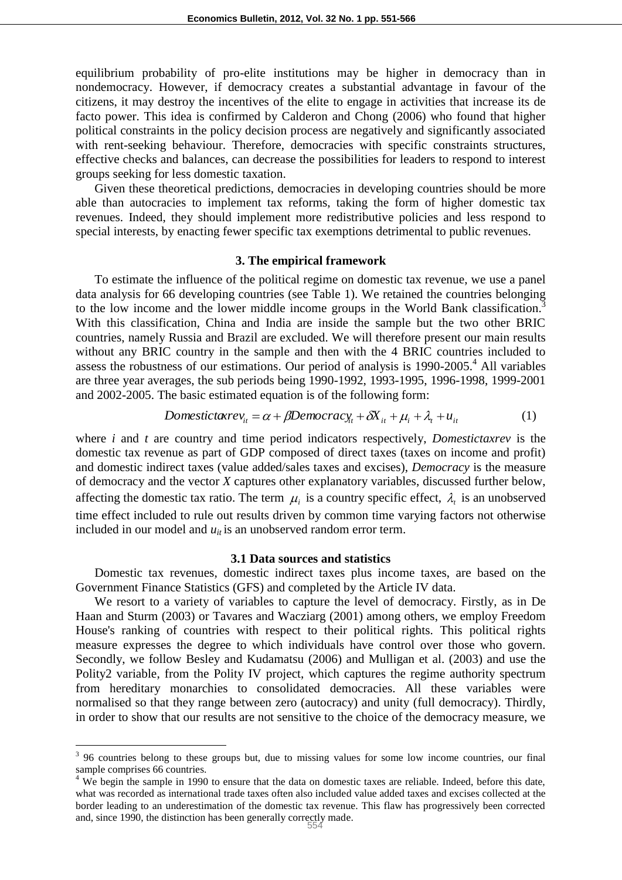equilibrium probability of pro-elite institutions may be higher in democracy than in nondemocracy. However, if democracy creates a substantial advantage in favour of the citizens, it may destroy the incentives of the elite to engage in activities that increase its de facto power. This idea is confirmed by Calderon and Chong (2006) who found that higher political constraints in the policy decision process are negatively and significantly associated with rent-seeking behaviour. Therefore, democracies with specific constraints structures, effective checks and balances, can decrease the possibilities for leaders to respond to interest groups seeking for less domestic taxation.

Given these theoretical predictions, democracies in developing countries should be more able than autocracies to implement tax reforms, taking the form of higher domestic tax revenues. Indeed, they should implement more redistributive policies and less respond to special interests, by enacting fewer specific tax exemptions detrimental to public revenues.

### 3. The empirical framework

To estimate the influence of the political regime on domestic tax revenue, we use a panel data analysis for 66 developing countries (see Table 1). We retained the countries belonging to the low income and the lower middle income groups in the World Bank classification.[3] With this classification, China and India are inside the sample but the two other BRIC countries, namely Russia and Brazil are excluded. We will therefore present our main results without any BRIC country in the sample and then with the 4 BRIC countries included to assess the robustness of our estimations. Our period of analysis is 1990-2005.[4] All variables are three year averages, the sub periods being 1990-1992, 1993-1995, 1996-1998, 1999-2001 and 2002-2005. The basic estimated equation is of the following form:

$$Domestictaxrev_{it} = \alpha + \beta Democracy_{it} + \delta X_{it} + \mu_i + \lambda_t + u_{it} \qquad (1)$$

where *i* and *t* are country and time period indicators respectively, *Domestictaxrev* is the domestic tax revenue as part of GDP composed of direct taxes (taxes on income and profit) and domestic indirect taxes (value added/sales taxes and excises), *Democracy* is the measure of democracy and the vector *X* captures other explanatory variables, discussed further below, affecting the domestic tax ratio. The term $\mu_i$ is a country specific effect, $\lambda_t$ is an unobserved time effect included to rule out results driven by common time varying factors not otherwise included in our model and $u_{it}$ is an unobserved random error term.

### 3.1 Data sources and statistics

Domestic tax revenues, domestic indirect taxes plus income taxes, are based on the Government Finance Statistics (GFS) and completed by the Article IV data.

We resort to a variety of variables to capture the level of democracy. Firstly, as in De Haan and Sturm (2003) or Tavares and Wacziarg (2001) among others, we employ Freedom House's ranking of countries with respect to their political rights. This political rights measure expresses the degree to which individuals have control over those who govern. Secondly, we follow Besley and Kudamatsu (2006) and Mulligan et al. (2003) and use the Polity2 variable, from the Polity IV project, which captures the regime authority spectrum from hereditary monarchies to consolidated democracies. All these variables were normalised so that they range between zero (autocracy) and unity (full democracy). Thirdly, in order to show that our results are not sensitive to the choice of the democracy measure, we

---

[3] 96 countries belong to these groups but, due to missing values for some low income countries, our final sample comprises 66 countries.

[4] We begin the sample in 1990 to ensure that the data on domestic taxes are reliable. Indeed, before this date, what was recorded as international trade taxes often also included value added taxes and excises collected at the border leading to an underestimation of the domestic tax revenue. This flaw has progressively been corrected and, since 1990, the distinction has been generally correctly made.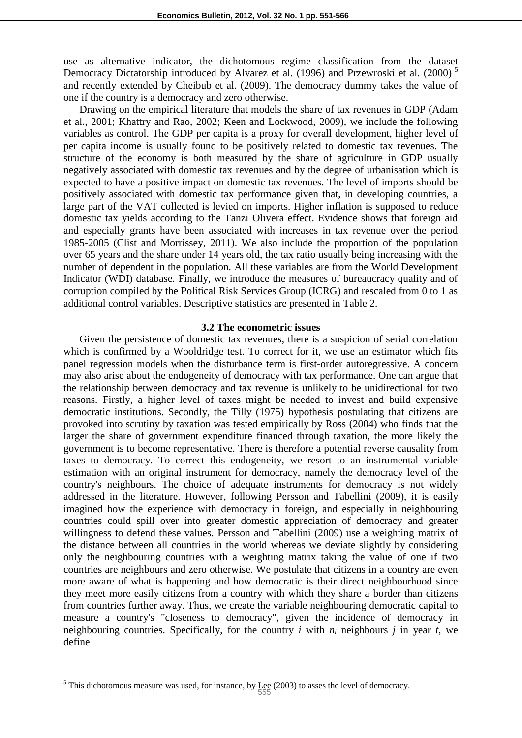use as alternative indicator, the dichotomous regime classification from the dataset Democracy Dictatorship introduced by Alvarez et al. (1996) and Przewroski et al. (2000) [5] and recently extended by Cheibub et al. (2009). The democracy dummy takes the value of one if the country is a democracy and zero otherwise.

Drawing on the empirical literature that models the share of tax revenues in GDP (Adam et al., 2001; Khattry and Rao, 2002; Keen and Lockwood, 2009), we include the following variables as control. The GDP per capita is a proxy for overall development, higher level of per capita income is usually found to be positively related to domestic tax revenues. The structure of the economy is both measured by the share of agriculture in GDP usually negatively associated with domestic tax revenues and by the degree of urbanisation which is expected to have a positive impact on domestic tax revenues. The level of imports should be positively associated with domestic tax performance given that, in developing countries, a large part of the VAT collected is levied on imports. Higher inflation is supposed to reduce domestic tax yields according to the Tanzi Olivera effect. Evidence shows that foreign aid and especially grants have been associated with increases in tax revenue over the period 1985-2005 (Clist and Morrissey, 2011). We also include the proportion of the population over 65 years and the share under 14 years old, the tax ratio usually being increasing with the number of dependent in the population. All these variables are from the World Development Indicator (WDI) database. Finally, we introduce the measures of bureaucracy quality and of corruption compiled by the Political Risk Services Group (ICRG) and rescaled from 0 to 1 as additional control variables. Descriptive statistics are presented in Table 2.

### 3.2 The econometric issues

Given the persistence of domestic tax revenues, there is a suspicion of serial correlation which is confirmed by a Wooldridge test. To correct for it, we use an estimator which fits panel regression models when the disturbance term is first-order autoregressive. A concern may also arise about the endogeneity of democracy with tax performance. One can argue that the relationship between democracy and tax revenue is unlikely to be unidirectional for two reasons. Firstly, a higher level of taxes might be needed to invest and build expensive democratic institutions. Secondly, the Tilly (1975) hypothesis postulating that citizens are provoked into scrutiny by taxation was tested empirically by Ross (2004) who finds that the larger the share of government expenditure financed through taxation, the more likely the government is to become representative. There is therefore a potential reverse causality from taxes to democracy. To correct this endogeneity, we resort to an instrumental variable estimation with an original instrument for democracy, namely the democracy level of the country's neighbours. The choice of adequate instruments for democracy is not widely addressed in the literature. However, following Persson and Tabellini (2009), it is easily imagined how the experience with democracy in foreign, and especially in neighbouring countries could spill over into greater domestic appreciation of democracy and greater willingness to defend these values. Persson and Tabellini (2009) use a weighting matrix of the distance between all countries in the world whereas we deviate slightly by considering only the neighbouring countries with a weighting matrix taking the value of one if two countries are neighbours and zero otherwise. We postulate that citizens in a country are even more aware of what is happening and how democratic is their direct neighbourhood since they meet more easily citizens from a country with which they share a border than citizens from countries further away. Thus, we create the variable neighbouring democratic capital to measure a country's "closeness to democracy", given the incidence of democracy in neighbouring countries. Specifically, for the country $i$ with $n_i$ neighbours $j$ in year $t$, we define

---

[5] This dichotomous measure was used, for instance, by Lee (2003) to asses the level of democracy.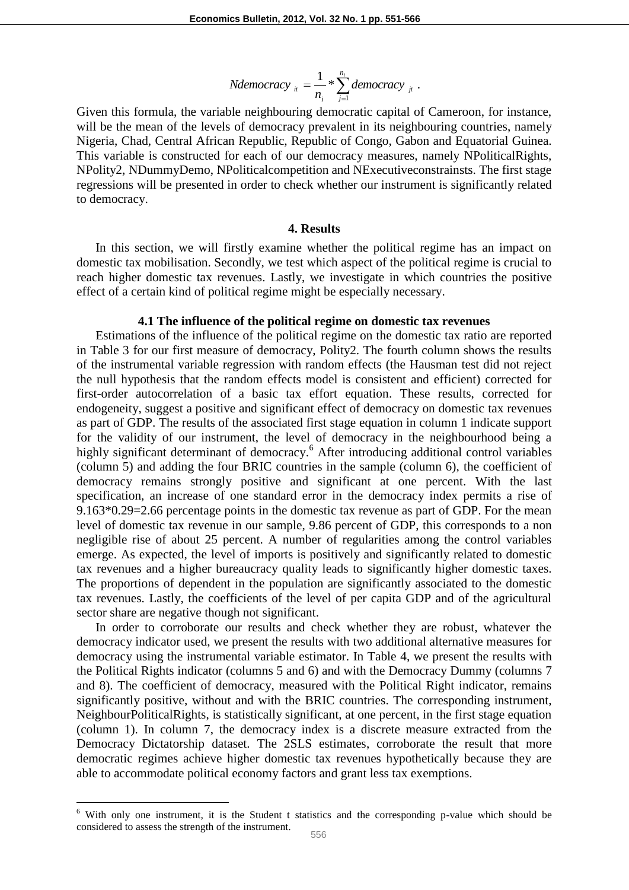$$Ndemocracy_{it} = \frac{1}{n_i} * \sum_{j=1}^{n_i} democracy_{jt} .$$

Given this formula, the variable neighbouring democratic capital of Cameroon, for instance, will be the mean of the levels of democracy prevalent in its neighbouring countries, namely Nigeria, Chad, Central African Republic, Republic of Congo, Gabon and Equatorial Guinea. This variable is constructed for each of our democracy measures, namely NPoliticalRights, NPolity2, NDummyDemo, NPoliticalcompetition and NExecutiveconstrainsts. The first stage regressions will be presented in order to check whether our instrument is significantly related to democracy.

## 4. Results

In this section, we will firstly examine whether the political regime has an impact on domestic tax mobilisation. Secondly, we test which aspect of the political regime is crucial to reach higher domestic tax revenues. Lastly, we investigate in which countries the positive effect of a certain kind of political regime might be especially necessary.

### 4.1 The influence of the political regime on domestic tax revenues

Estimations of the influence of the political regime on the domestic tax ratio are reported in Table 3 for our first measure of democracy, Polity2. The fourth column shows the results of the instrumental variable regression with random effects (the Hausman test did not reject the null hypothesis that the random effects model is consistent and efficient) corrected for first-order autocorrelation of a basic tax effort equation. These results, corrected for endogeneity, suggest a positive and significant effect of democracy on domestic tax revenues as part of GDP. The results of the associated first stage equation in column 1 indicate support for the validity of our instrument, the level of democracy in the neighbourhood being a highly significant determinant of democracy.[6] After introducing additional control variables (column 5) and adding the four BRIC countries in the sample (column 6), the coefficient of democracy remains strongly positive and significant at one percent. With the last specification, an increase of one standard error in the democracy index permits a rise of 9.163*0.29=2.66 percentage points in the domestic tax revenue as part of GDP. For the mean level of domestic tax revenue in our sample, 9.86 percent of GDP, this corresponds to a non negligible rise of about 25 percent. A number of regularities among the control variables emerge. As expected, the level of imports is positively and significantly related to domestic tax revenues and a higher bureaucracy quality leads to significantly higher domestic taxes. The proportions of dependent in the population are significantly associated to the domestic tax revenues. Lastly, the coefficients of the level of per capita GDP and of the agricultural sector share are negative though not significant.

In order to corroborate our results and check whether they are robust, whatever the democracy indicator used, we present the results with two additional alternative measures for democracy using the instrumental variable estimator. In Table 4, we present the results with the Political Rights indicator (columns 5 and 6) and with the Democracy Dummy (columns 7 and 8). The coefficient of democracy, measured with the Political Right indicator, remains significantly positive, without and with the BRIC countries. The corresponding instrument, NeighbourPoliticalRights, is statistically significant, at one percent, in the first stage equation (column 1). In column 7, the democracy index is a discrete measure extracted from the Democracy Dictatorship dataset. The 2SLS estimates, corroborate the result that more democratic regimes achieve higher domestic tax revenues hypothetically because they are able to accommodate political economy factors and grant less tax exemptions.

---

[6] With only one instrument, it is the Student t statistics and the corresponding p-value which should be considered to assess the strength of the instrument.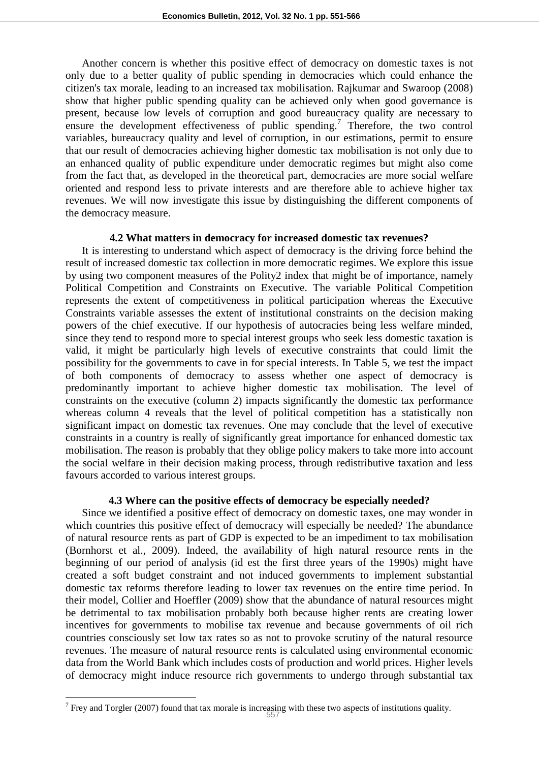Another concern is whether this positive effect of democracy on domestic taxes is not only due to a better quality of public spending in democracies which could enhance the citizen's tax morale, leading to an increased tax mobilisation. Rajkumar and Swaroop (2008) show that higher public spending quality can be achieved only when good governance is present, because low levels of corruption and good bureaucracy quality are necessary to ensure the development effectiveness of public spending.[7] Therefore, the two control variables, bureaucracy quality and level of corruption, in our estimations, permit to ensure that our result of democracies achieving higher domestic tax mobilisation is not only due to an enhanced quality of public expenditure under democratic regimes but might also come from the fact that, as developed in the theoretical part, democracies are more social welfare oriented and respond less to private interests and are therefore able to achieve higher tax revenues. We will now investigate this issue by distinguishing the different components of the democracy measure.

### 4.2 What matters in democracy for increased domestic tax revenues?

It is interesting to understand which aspect of democracy is the driving force behind the result of increased domestic tax collection in more democratic regimes. We explore this issue by using two component measures of the Polity2 index that might be of importance, namely Political Competition and Constraints on Executive. The variable Political Competition represents the extent of competitiveness in political participation whereas the Executive Constraints variable assesses the extent of institutional constraints on the decision making powers of the chief executive. If our hypothesis of autocracies being less welfare minded, since they tend to respond more to special interest groups who seek less domestic taxation is valid, it might be particularly high levels of executive constraints that could limit the possibility for the governments to cave in for special interests. In Table 5, we test the impact of both components of democracy to assess whether one aspect of democracy is predominantly important to achieve higher domestic tax mobilisation. The level of constraints on the executive (column 2) impacts significantly the domestic tax performance whereas column 4 reveals that the level of political competition has a statistically non significant impact on domestic tax revenues. One may conclude that the level of executive constraints in a country is really of significantly great importance for enhanced domestic tax mobilisation. The reason is probably that they oblige policy makers to take more into account the social welfare in their decision making process, through redistributive taxation and less favours accorded to various interest groups.

### 4.3 Where can the positive effects of democracy be especially needed?

Since we identified a positive effect of democracy on domestic taxes, one may wonder in which countries this positive effect of democracy will especially be needed? The abundance of natural resource rents as part of GDP is expected to be an impediment to tax mobilisation (Bornhorst et al., 2009). Indeed, the availability of high natural resource rents in the beginning of our period of analysis (id est the first three years of the 1990s) might have created a soft budget constraint and not induced governments to implement substantial domestic tax reforms therefore leading to lower tax revenues on the entire time period. In their model, Collier and Hoeffler (2009) show that the abundance of natural resources might be detrimental to tax mobilisation probably both because higher rents are creating lower incentives for governments to mobilise tax revenue and because governments of oil rich countries consciously set low tax rates so as not to provoke scrutiny of the natural resource revenues. The measure of natural resource rents is calculated using environmental economic data from the World Bank which includes costs of production and world prices. Higher levels of democracy might induce resource rich governments to undergo through substantial tax

[7] Frey and Torgler (2007) found that tax morale is increasing with these two aspects of institutions quality.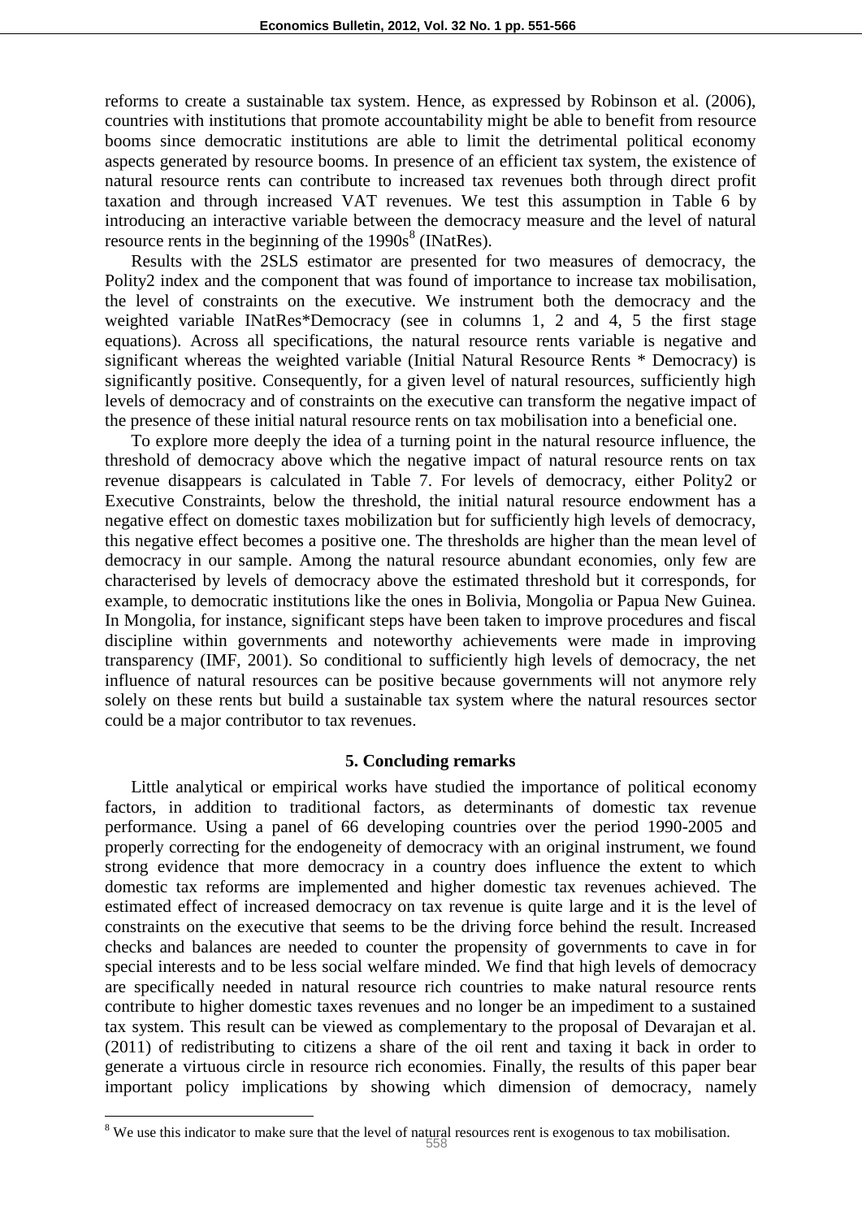reforms to create a sustainable tax system. Hence, as expressed by Robinson et al. (2006), countries with institutions that promote accountability might be able to benefit from resource booms since democratic institutions are able to limit the detrimental political economy aspects generated by resource booms. In presence of an efficient tax system, the existence of natural resource rents can contribute to increased tax revenues both through direct profit taxation and through increased VAT revenues. We test this assumption in Table 6 by introducing an interactive variable between the democracy measure and the level of natural resource rents in the beginning of the 1990s[8] (INatRes).

Results with the 2SLS estimator are presented for two measures of democracy, the Polity2 index and the component that was found of importance to increase tax mobilisation, the level of constraints on the executive. We instrument both the democracy and the weighted variable INatRes*Democracy (see in columns 1, 2 and 4, 5 the first stage equations). Across all specifications, the natural resource rents variable is negative and significant whereas the weighted variable (Initial Natural Resource Rents * Democracy) is significantly positive. Consequently, for a given level of natural resources, sufficiently high levels of democracy and of constraints on the executive can transform the negative impact of the presence of these initial natural resource rents on tax mobilisation into a beneficial one.

To explore more deeply the idea of a turning point in the natural resource influence, the threshold of democracy above which the negative impact of natural resource rents on tax revenue disappears is calculated in Table 7. For levels of democracy, either Polity2 or Executive Constraints, below the threshold, the initial natural resource endowment has a negative effect on domestic taxes mobilization but for sufficiently high levels of democracy, this negative effect becomes a positive one. The thresholds are higher than the mean level of democracy in our sample. Among the natural resource abundant economies, only few are characterised by levels of democracy above the estimated threshold but it corresponds, for example, to democratic institutions like the ones in Bolivia, Mongolia or Papua New Guinea. In Mongolia, for instance, significant steps have been taken to improve procedures and fiscal discipline within governments and noteworthy achievements were made in improving transparency (IMF, 2001). So conditional to sufficiently high levels of democracy, the net influence of natural resources can be positive because governments will not anymore rely solely on these rents but build a sustainable tax system where the natural resources sector could be a major contributor to tax revenues.

## 5. Concluding remarks

Little analytical or empirical works have studied the importance of political economy factors, in addition to traditional factors, as determinants of domestic tax revenue performance. Using a panel of 66 developing countries over the period 1990-2005 and properly correcting for the endogeneity of democracy with an original instrument, we found strong evidence that more democracy in a country does influence the extent to which domestic tax reforms are implemented and higher domestic tax revenues achieved. The estimated effect of increased democracy on tax revenue is quite large and it is the level of constraints on the executive that seems to be the driving force behind the result. Increased checks and balances are needed to counter the propensity of governments to cave in for special interests and to be less social welfare minded. We find that high levels of democracy are specifically needed in natural resource rich countries to make natural resource rents contribute to higher domestic taxes revenues and no longer be an impediment to a sustained tax system. This result can be viewed as complementary to the proposal of Devarajan et al. (2011) of redistributing to citizens a share of the oil rent and taxing it back in order to generate a virtuous circle in resource rich economies. Finally, the results of this paper bear important policy implications by showing which dimension of democracy, namely

[8] We use this indicator to make sure that the level of natural resources rent is exogenous to tax mobilisation.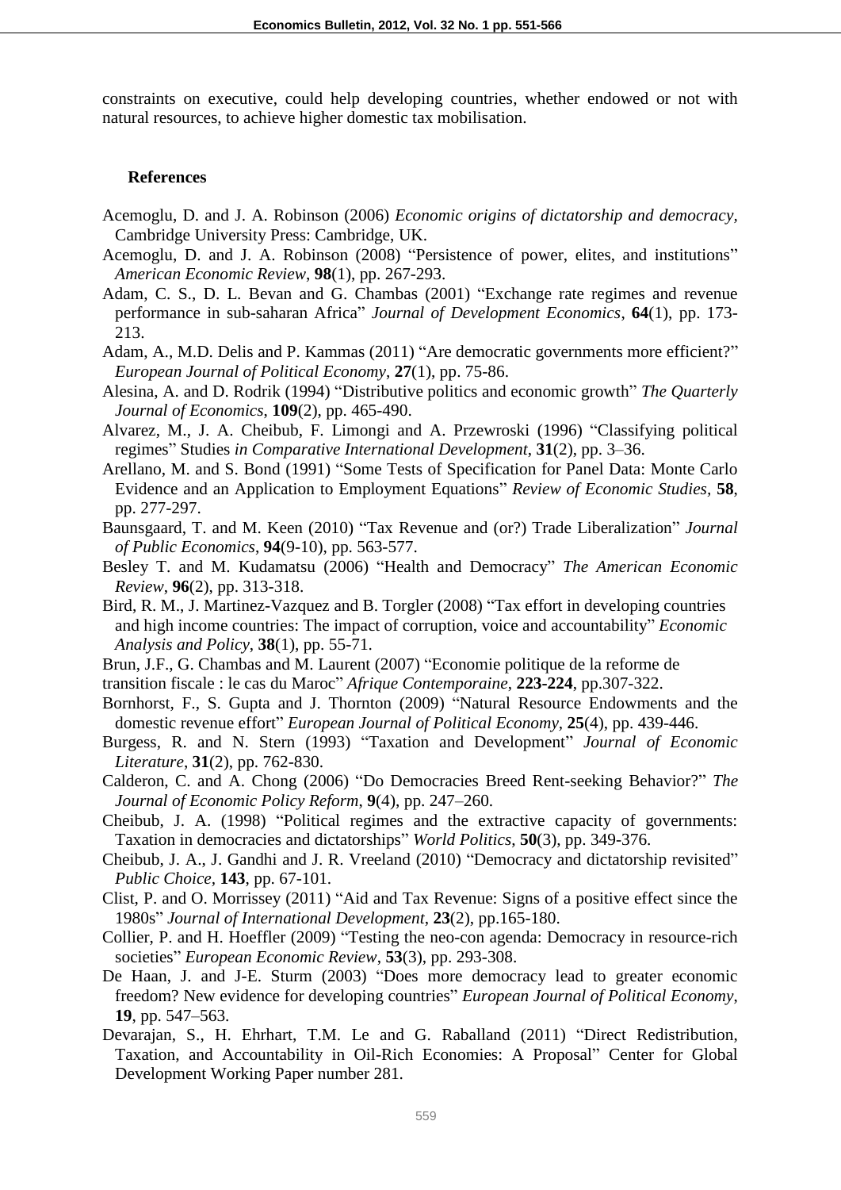constraints on executive, could help developing countries, whether endowed or not with natural resources, to achieve higher domestic tax mobilisation.

## References

Acemoglu, D. and J. A. Robinson (2006) *Economic origins of dictatorship and democracy*, Cambridge University Press: Cambridge, UK.

Acemoglu, D. and J. A. Robinson (2008) "Persistence of power, elites, and institutions" *American Economic Review*, **98**(1), pp. 267-293.

Adam, C. S., D. L. Bevan and G. Chambas (2001) "Exchange rate regimes and revenue performance in sub-saharan Africa" *Journal of Development Economics*, **64**(1), pp. 173-213.

Adam, A., M.D. Delis and P. Kammas (2011) "Are democratic governments more efficient?" *European Journal of Political Economy*, **27**(1), pp. 75-86.

Alesina, A. and D. Rodrik (1994) "Distributive politics and economic growth" *The Quarterly Journal of Economics*, **109**(2), pp. 465-490.

Alvarez, M., J. A. Cheibub, F. Limongi and A. Przewroski (1996) "Classifying political regimes" Studies *in Comparative International Development*, **31**(2), pp. 3–36.

Arellano, M. and S. Bond (1991) "Some Tests of Specification for Panel Data: Monte Carlo Evidence and an Application to Employment Equations" *Review of Economic Studies*, **58**, pp. 277-297.

Baunsgaard, T. and M. Keen (2010) "Tax Revenue and (or?) Trade Liberalization" *Journal of Public Economics*, **94**(9-10), pp. 563-577.

Besley T. and M. Kudamatsu (2006) "Health and Democracy" *The American Economic Review*, **96**(2), pp. 313-318.

Bird, R. M., J. Martinez-Vazquez and B. Torgler (2008) "Tax effort in developing countries and high income countries: The impact of corruption, voice and accountability" *Economic Analysis and Policy*, **38**(1), pp. 55-71.

Brun, J.F., G. Chambas and M. Laurent (2007) "Economie politique de la reforme de transition fiscale : le cas du Maroc" *Afrique Contemporaine*, **223-224**, pp.307-322.

Bornhorst, F., S. Gupta and J. Thornton (2009) "Natural Resource Endowments and the domestic revenue effort" *European Journal of Political Economy*, **25**(4), pp. 439-446.

Burgess, R. and N. Stern (1993) "Taxation and Development" *Journal of Economic Literature*, **31**(2), pp. 762-830.

Calderon, C. and A. Chong (2006) "Do Democracies Breed Rent-seeking Behavior?" *The Journal of Economic Policy Reform*, **9**(4), pp. 247–260.

Cheibub, J. A. (1998) "Political regimes and the extractive capacity of governments: Taxation in democracies and dictatorships" *World Politics*, **50**(3), pp. 349-376.

Cheibub, J. A., J. Gandhi and J. R. Vreeland (2010) "Democracy and dictatorship revisited" *Public Choice*, **143**, pp. 67-101.

Clist, P. and O. Morrissey (2011) "Aid and Tax Revenue: Signs of a positive effect since the 1980s" *Journal of International Development*, **23**(2), pp.165-180.

Collier, P. and H. Hoeffler (2009) "Testing the neo-con agenda: Democracy in resource-rich societies" *European Economic Review*, **53**(3), pp. 293-308.

De Haan, J. and J-E. Sturm (2003) "Does more democracy lead to greater economic freedom? New evidence for developing countries" *European Journal of Political Economy*, **19**, pp. 547–563.

Devarajan, S., H. Ehrhart, T.M. Le and G. Raballand (2011) "Direct Redistribution, Taxation, and Accountability in Oil-Rich Economies: A Proposal" Center for Global Development Working Paper number 281.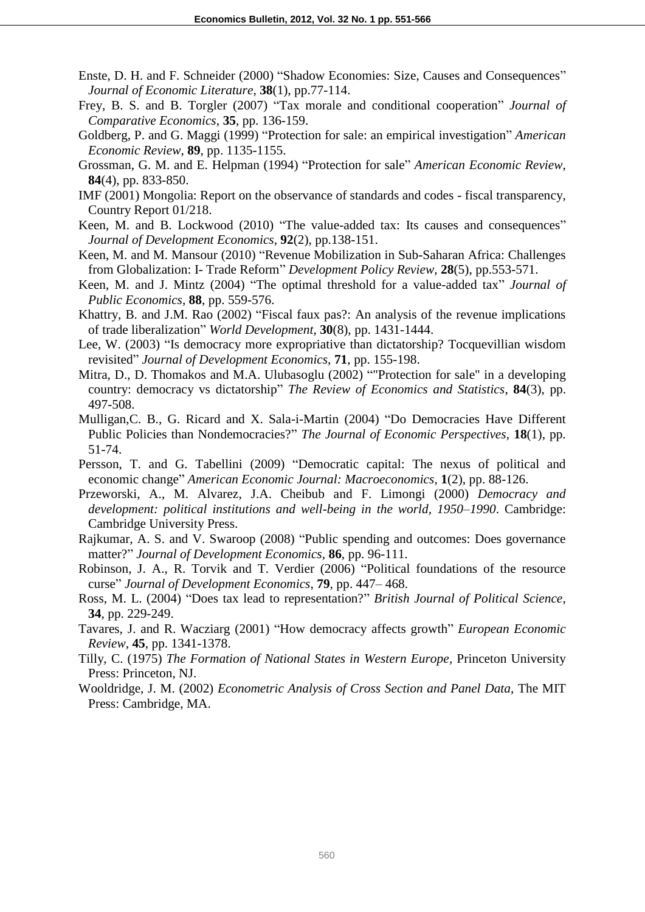Enste, D. H. and F. Schneider (2000) "Shadow Economies: Size, Causes and Consequences" *Journal of Economic Literature*, **38**(1), pp.77-114.

Frey, B. S. and B. Torgler (2007) "Tax morale and conditional cooperation" *Journal of Comparative Economics*, **35**, pp. 136-159.

Goldberg, P. and G. Maggi (1999) "Protection for sale: an empirical investigation" *American Economic Review*, **89**, pp. 1135-1155.

Grossman, G. M. and E. Helpman (1994) "Protection for sale" *American Economic Review*, **84**(4), pp. 833-850.

IMF (2001) Mongolia: Report on the observance of standards and codes - fiscal transparency, Country Report 01/218.

Keen, M. and B. Lockwood (2010) "The value-added tax: Its causes and consequences" *Journal of Development Economics*, **92**(2), pp.138-151.

Keen, M. and M. Mansour (2010) "Revenue Mobilization in Sub-Saharan Africa: Challenges from Globalization: I- Trade Reform" *Development Policy Review*, **28**(5), pp.553-571.

Keen, M. and J. Mintz (2004) "The optimal threshold for a value-added tax" *Journal of Public Economics*, **88**, pp. 559-576.

Khattry, B. and J.M. Rao (2002) "Fiscal faux pas?: An analysis of the revenue implications of trade liberalization" *World Development*, **30**(8), pp. 1431-1444.

Lee, W. (2003) "Is democracy more expropriative than dictatorship? Tocquevillian wisdom revisited" *Journal of Development Economics,* **71**, pp. 155-198.

Mitra, D., D. Thomakos and M.A. Ulubasoglu (2002) ""Protection for sale" in a developing country: democracy vs dictatorship" *The Review of Economics and Statistics*, **84**(3), pp. 497-508.

Mulligan,C. B., G. Ricard and X. Sala-i-Martin (2004) "Do Democracies Have Different Public Policies than Nondemocracies?" *The Journal of Economic Perspectives*, **18**(1), pp. 51-74.

Persson, T. and G. Tabellini (2009) "Democratic capital: The nexus of political and economic change" *American Economic Journal: Macroeconomics*, **1**(2), pp. 88-126.

Przeworski, A., M. Alvarez, J.A. Cheibub and F. Limongi (2000) *Democracy and development: political institutions and well-being in the world, 1950–1990*. Cambridge: Cambridge University Press.

Rajkumar, A. S. and V. Swaroop (2008) "Public spending and outcomes: Does governance matter?" *Journal of Development Economics*, **86**, pp. 96-111.

Robinson, J. A., R. Torvik and T. Verdier (2006) "Political foundations of the resource curse" *Journal of Development Economics*, **79**, pp. 447– 468.

Ross, M. L. (2004) "Does tax lead to representation?" *British Journal of Political Science*, **34**, pp. 229-249.

Tavares, J. and R. Wacziarg (2001) "How democracy affects growth" *European Economic Review*, **45**, pp. 1341-1378.

Tilly, C. (1975) *The Formation of National States in Western Europe*, Princeton University Press: Princeton, NJ.

Wooldridge, J. M. (2002) *Econometric Analysis of Cross Section and Panel Data*, The MIT Press: Cambridge, MA.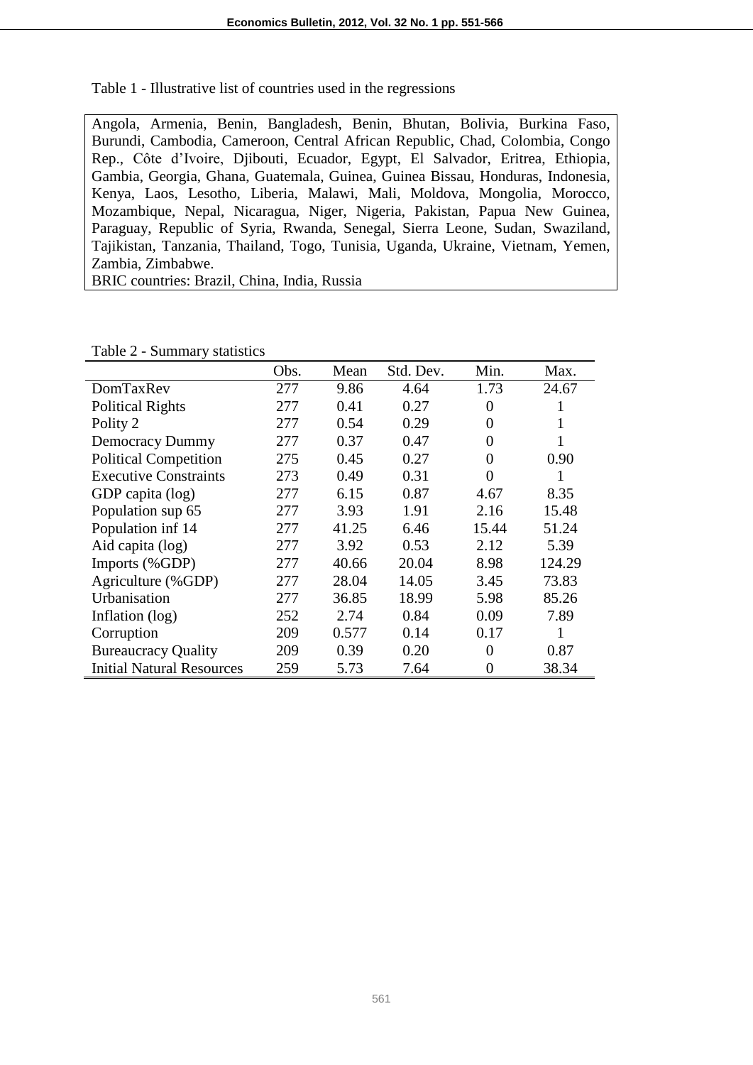Table 1 - Illustrative list of countries used in the regressions

| Angola, Armenia, Benin, Bangladesh, Benin, Bhutan, Bolivia, Burkina Faso, Burundi, Cambodia, Cameroon, Central African Republic, Chad, Colombia, Congo Rep., Côte d'Ivoire, Djibouti, Ecuador, Egypt, El Salvador, Eritrea, Ethiopia, Gambia, Georgia, Ghana, Guatemala, Guinea, Guinea Bissau, Honduras, Indonesia, Kenya, Laos, Lesotho, Liberia, Malawi, Mali, Moldova, Mongolia, Morocco, Mozambique, Nepal, Nicaragua, Niger, Nigeria, Pakistan, Papua New Guinea, Paraguay, Republic of Syria, Rwanda, Senegal, Sierra Leone, Sudan, Swaziland, Tajikistan, Tanzania, Thailand, Togo, Tunisia, Uganda, Ukraine, Vietnam, Yemen, Zambia, Zimbabwe. |
|---|
| BRIC countries: Brazil, China, India, Russia |

Table 2 - Summary statistics

| | Obs. | Mean | Std. Dev. | Min. | Max. |
|---|---|---|---|---|---|
| DomTaxRev | 277 | 9.86 | 4.64 | 1.73 | 24.67 |
| Political Rights | 277 | 0.41 | 0.27 | 0 | 1 |
| Polity 2 | 277 | 0.54 | 0.29 | 0 | 1 |
| Democracy Dummy | 277 | 0.37 | 0.47 | 0 | 1 |
| Political Competition | 275 | 0.45 | 0.27 | 0 | 0.90 |
| Executive Constraints | 273 | 0.49 | 0.31 | 0 | 1 |
| GDP capita (log) | 277 | 6.15 | 0.87 | 4.67 | 8.35 |
| Population sup 65 | 277 | 3.93 | 1.91 | 2.16 | 15.48 |
| Population inf 14 | 277 | 41.25 | 6.46 | 15.44 | 51.24 |
| Aid capita (log) | 277 | 3.92 | 0.53 | 2.12 | 5.39 |
| Imports (%GDP) | 277 | 40.66 | 20.04 | 8.98 | 124.29 |
| Agriculture (%GDP) | 277 | 28.04 | 14.05 | 3.45 | 73.83 |
| Urbanisation | 277 | 36.85 | 18.99 | 5.98 | 85.26 |
| Inflation (log) | 252 | 2.74 | 0.84 | 0.09 | 7.89 |
| Corruption | 209 | 0.577 | 0.14 | 0.17 | 1 |
| Bureaucracy Quality | 209 | 0.39 | 0.20 | 0 | 0.87 |
| Initial Natural Resources | 259 | 5.73 | 7.64 | 0 | 38.34 |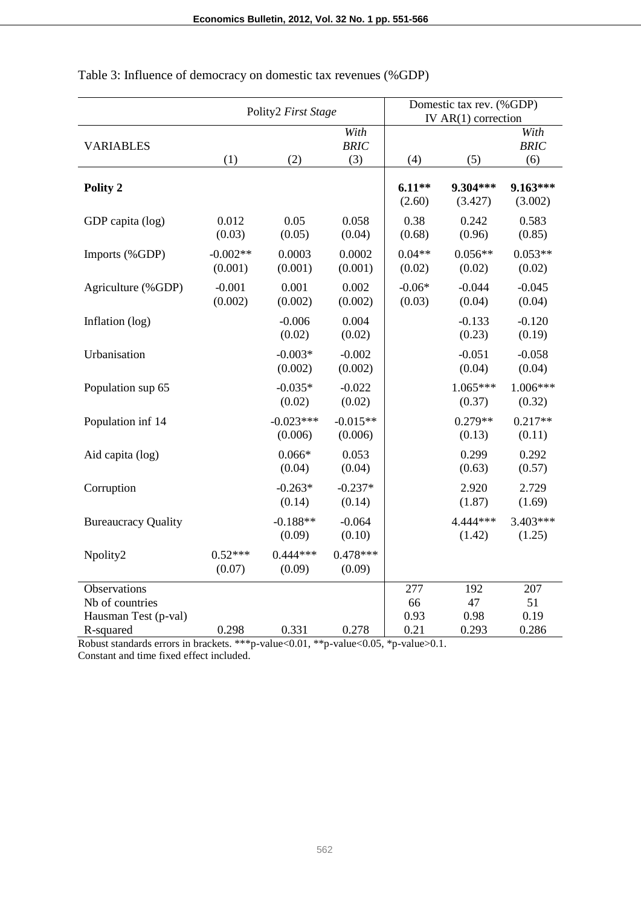Table 3: Influence of democracy on domestic tax revenues (%GDP)

| | Polity2 *First Stage* | | | Domestic tax rev. (%GDP) IV AR(1) correction | | |
|---|---|---|---|---|---|---|
| VARIABLES | (1) | (2) | *With BRIC* (3) | (4) | (5) | *With BRIC* (6) |
| **Polity 2** | | | | **6.11**** (2.60) | **9.304***** (3.427) | **9.163***** (3.002) |
| GDP capita (log) | 0.012 (0.03) | 0.05 (0.05) | 0.058 (0.04) | 0.38 (0.68) | 0.242 (0.96) | 0.583 (0.85) |
| Imports (%GDP) | -0.002** (0.001) | 0.0003 (0.001) | 0.0002 (0.001) | 0.04** (0.02) | 0.056** (0.02) | 0.053** (0.02) |
| Agriculture (%GDP) | -0.001 (0.002) | 0.001 (0.002) | 0.002 (0.002) | -0.06* (0.03) | -0.044 (0.04) | -0.045 (0.04) |
| Inflation (log) | | -0.006 (0.02) | 0.004 (0.02) | | -0.133 (0.23) | -0.120 (0.19) |
| Urbanisation | | -0.003* (0.002) | -0.002 (0.002) | | -0.051 (0.04) | -0.058 (0.04) |
| Population sup 65 | | -0.035* (0.02) | -0.022 (0.02) | | 1.065*** (0.37) | 1.006*** (0.32) |
| Population inf 14 | | -0.023*** (0.006) | -0.015** (0.006) | | 0.279** (0.13) | 0.217** (0.11) |
| Aid capita (log) | | 0.066* (0.04) | 0.053 (0.04) | | 0.299 (0.63) | 0.292 (0.57) |
| Corruption | | -0.263* (0.14) | -0.237* (0.14) | | 2.920 (1.87) | 2.729 (1.69) |
| Bureaucracy Quality | | -0.188** (0.09) | -0.064 (0.10) | | 4.444*** (1.42) | 3.403*** (1.25) |
| Npolity2 | 0.52*** (0.07) | 0.444*** (0.09) | 0.478*** (0.09) | | | |
| Observations | | | | 277 | 192 | 207 |
| Nb of countries | | | | 66 | 47 | 51 |
| Hausman Test (p-val) | | | | 0.93 | 0.98 | 0.19 |
| R-squared | 0.298 | 0.331 | 0.278 | 0.21 | 0.293 | 0.286 |

Robust standards errors in brackets. ***p-value<0.01, **p-value<0.05, *p-value>0.1.
Constant and time fixed effect included.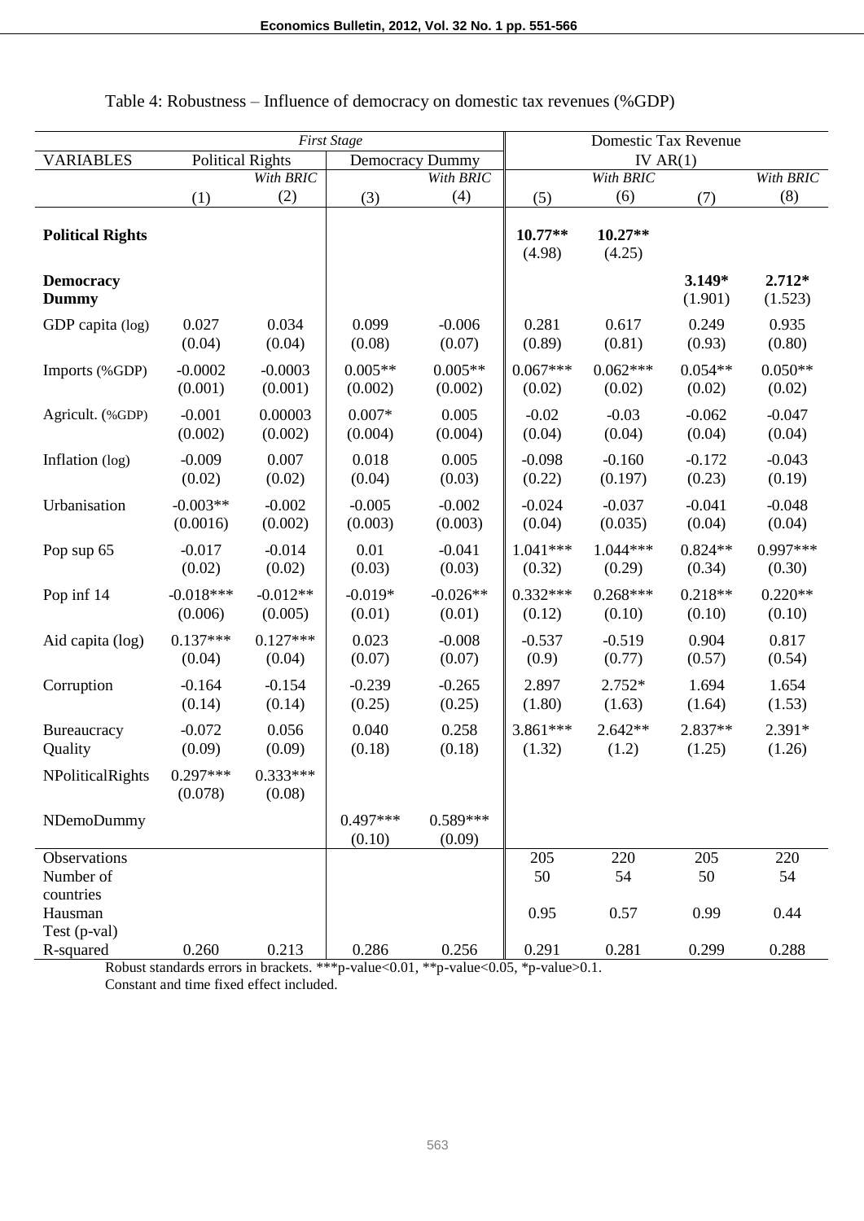Table 4: Robustness – Influence of democracy on domestic tax revenues (%GDP)

| | *First Stage* | | | | Domestic Tax Revenue | | | |
|---|---|---|---|---|---|---|---|---|
| VARIABLES | Political Rights | | Democracy Dummy | | IV AR(1) | | | |
| | | *With BRIC* | | *With BRIC* | | *With BRIC* | | *With BRIC* |
| | (1) | (2) | (3) | (4) | (5) | (6) | (7) | (8) |
| **Political Rights** | | | | | **10.77**** (4.98) | **10.27**** (4.25) | | |
| **Democracy Dummy** | | | | | | | **3.149*** (1.901) | **2.712*** (1.523) |
| GDP capita (log) | 0.027 (0.04) | 0.034 (0.04) | 0.099 (0.08) | -0.006 (0.07) | 0.281 (0.89) | 0.617 (0.81) | 0.249 (0.93) | 0.935 (0.80) |
| Imports (%GDP) | -0.0002 (0.001) | -0.0003 (0.001) | 0.005** (0.002) | 0.005** (0.002) | 0.067*** (0.02) | 0.062*** (0.02) | 0.054** (0.02) | 0.050** (0.02) |
| Agricult. (%GDP) | -0.001 (0.002) | 0.00003 (0.002) | 0.007* (0.004) | 0.005 (0.004) | -0.02 (0.04) | -0.03 (0.04) | -0.062 (0.04) | -0.047 (0.04) |
| Inflation (log) | -0.009 (0.02) | 0.007 (0.02) | 0.018 (0.04) | 0.005 (0.03) | -0.098 (0.22) | -0.160 (0.197) | -0.172 (0.23) | -0.043 (0.19) |
| Urbanisation | -0.003** (0.0016) | -0.002 (0.002) | -0.005 (0.003) | -0.002 (0.003) | -0.024 (0.04) | -0.037 (0.035) | -0.041 (0.04) | -0.048 (0.04) |
| Pop sup 65 | -0.017 (0.02) | -0.014 (0.02) | 0.01 (0.03) | -0.041 (0.03) | 1.041*** (0.32) | 1.044*** (0.29) | 0.824** (0.34) | 0.997*** (0.30) |
| Pop inf 14 | -0.018*** (0.006) | -0.012** (0.005) | -0.019* (0.01) | -0.026** (0.01) | 0.332*** (0.12) | 0.268*** (0.10) | 0.218** (0.10) | 0.220** (0.10) |
| Aid capita (log) | 0.137*** (0.04) | 0.127*** (0.04) | 0.023 (0.07) | -0.008 (0.07) | -0.537 (0.9) | -0.519 (0.77) | 0.904 (0.57) | 0.817 (0.54) |
| Corruption | -0.164 (0.14) | -0.154 (0.14) | -0.239 (0.25) | -0.265 (0.25) | 2.897 (1.80) | 2.752* (1.63) | 1.694 (1.64) | 1.654 (1.53) |
| Bureaucracy Quality | -0.072 (0.09) | 0.056 (0.09) | 0.040 (0.18) | 0.258 (0.18) | 3.861*** (1.32) | 2.642** (1.2) | 2.837** (1.25) | 2.391* (1.26) |
| NPoliticalRights | 0.297*** (0.078) | 0.333*** (0.08) | | | | | | |
| NDemoDummy | | | 0.497*** (0.10) | 0.589*** (0.09) | | | | |
| Observations | | | | | 205 | 220 | 205 | 220 |
| Number of countries | | | | | 50 | 54 | 50 | 54 |
| Hausman Test (p-val) | | | | | 0.95 | 0.57 | 0.99 | 0.44 |
| R-squared | 0.260 | 0.213 | 0.286 | 0.256 | 0.291 | 0.281 | 0.299 | 0.288 |

Robust standards errors in brackets. ***p-value<0.01, **p-value<0.05, *p-value>0.1.
Constant and time fixed effect included.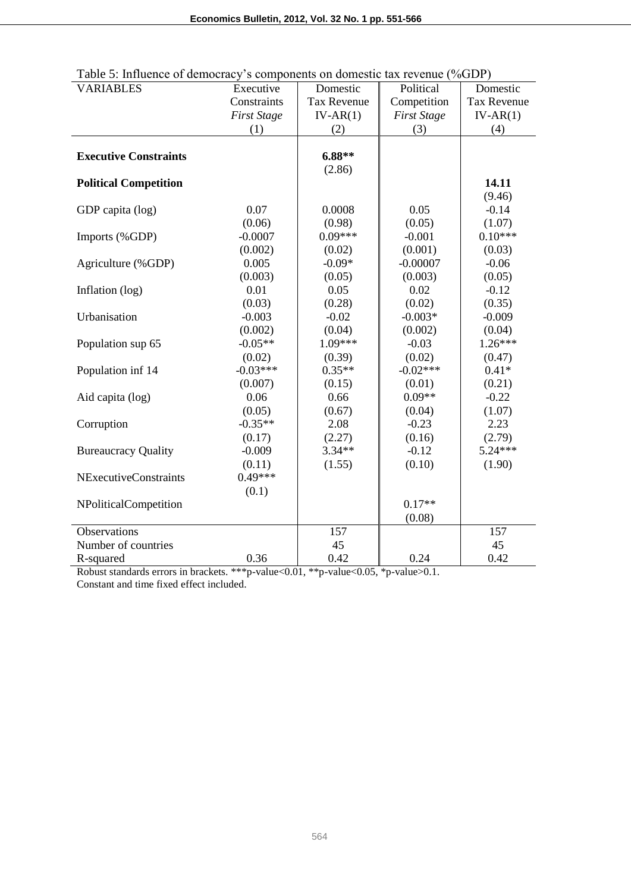Table 5: Influence of democracy's components on domestic tax revenue (%GDP)

| VARIABLES | Executive Constraints *First Stage* (1) | Domestic Tax Revenue IV-AR(1) (2) | Political Competition *First Stage* (3) | Domestic Tax Revenue IV-AR(1) (4) |
|---|---|---|---|---|
| **Executive Constraints** | | **6.88\*\*** | | |
| | | (2.86) | | |
| **Political Competition** | | | | **14.11** |
| | | | | (9.46) |
| GDP capita (log) | 0.07 | 0.0008 | 0.05 | -0.14 |
| | (0.06) | (0.98) | (0.05) | (1.07) |
| Imports (%GDP) | -0.0007 | 0.09*** | -0.001 | 0.10*** |
| | (0.002) | (0.02) | (0.001) | (0.03) |
| Agriculture (%GDP) | 0.005 | -0.09* | -0.00007 | -0.06 |
| | (0.003) | (0.05) | (0.003) | (0.05) |
| Inflation (log) | 0.01 | 0.05 | 0.02 | -0.12 |
| | (0.03) | (0.28) | (0.02) | (0.35) |
| Urbanisation | -0.003 | -0.02 | -0.003* | -0.009 |
| | (0.002) | (0.04) | (0.002) | (0.04) |
| Population sup 65 | -0.05** | 1.09*** | -0.03 | 1.26*** |
| | (0.02) | (0.39) | (0.02) | (0.47) |
| Population inf 14 | -0.03*** | 0.35** | -0.02*** | 0.41* |
| | (0.007) | (0.15) | (0.01) | (0.21) |
| Aid capita (log) | 0.06 | 0.66 | 0.09** | -0.22 |
| | (0.05) | (0.67) | (0.04) | (1.07) |
| Corruption | -0.35** | 2.08 | -0.23 | 2.23 |
| | (0.17) | (2.27) | (0.16) | (2.79) |
| Bureaucracy Quality | -0.009 | 3.34** | -0.12 | 5.24*** |
| | (0.11) | (1.55) | (0.10) | (1.90) |
| NExecutiveConstraints | 0.49*** | | | |
| | (0.1) | | | |
| NPoliticalCompetition | | | 0.17** | |
| | | | (0.08) | |
| Observations | | 157 | | 157 |
| Number of countries | | 45 | | 45 |
| R-squared | 0.36 | 0.42 | 0.24 | 0.42 |

Robust standards errors in brackets. ***p-value<0.01, **p-value<0.05, *p-value>0.1.
Constant and time fixed effect included.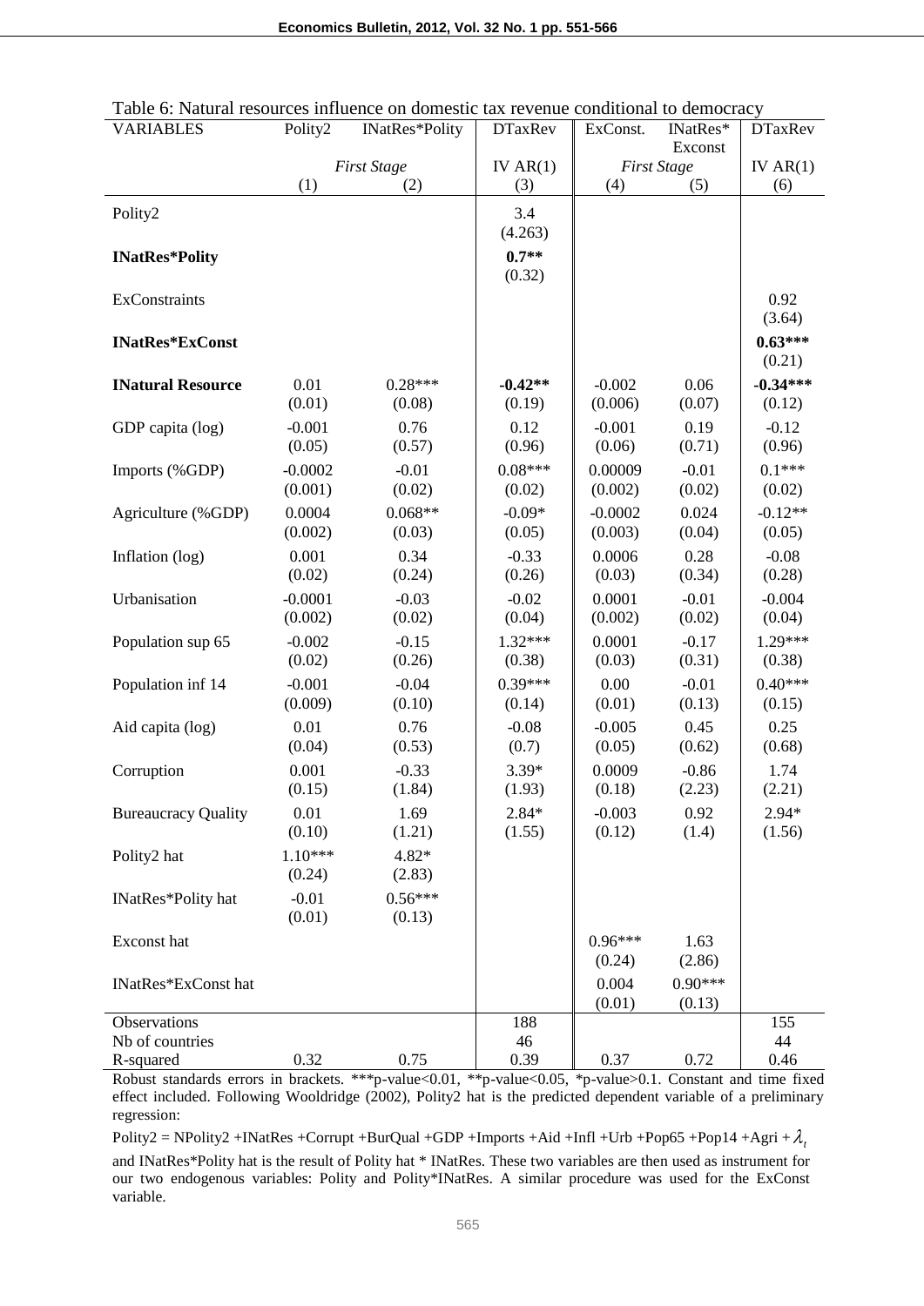Table 6: Natural resources influence on domestic tax revenue conditional to democracy

| VARIABLES | Polity2 | INatRes*Polity | DTaxRev | ExConst. | INatRes* Exconst | DTaxRev |
|---|---|---|---|---|---|---|
| | *First Stage* | | IV AR(1) | *First Stage* | | IV AR(1) |
| | (1) | (2) | (3) | (4) | (5) | (6) |
| Polity2 | | | 3.4 (4.263) | | | |
| **INatRes*Polity** | | | **0.7**** (0.32) | | | |
| ExConstraints | | | | | | 0.92 (3.64) |
| **INatRes*ExConst** | | | | | | **0.63***** (0.21) |
| **INatural Resource** | 0.01 (0.01) | 0.28*** (0.08) | **-0.42**** (0.19) | -0.002 (0.006) | 0.06 (0.07) | **-0.34***** (0.12) |
| GDP capita (log) | -0.001 (0.05) | 0.76 (0.57) | 0.12 (0.96) | -0.001 (0.06) | 0.19 (0.71) | -0.12 (0.96) |
| Imports (%GDP) | -0.0002 (0.001) | -0.01 (0.02) | 0.08*** (0.02) | 0.00009 (0.002) | -0.01 (0.02) | 0.1*** (0.02) |
| Agriculture (%GDP) | 0.0004 (0.002) | 0.068** (0.03) | -0.09* (0.05) | -0.0002 (0.003) | 0.024 (0.04) | -0.12** (0.05) |
| Inflation (log) | 0.001 (0.02) | 0.34 (0.24) | -0.33 (0.26) | 0.0006 (0.03) | 0.28 (0.34) | -0.08 (0.28) |
| Urbanisation | -0.0001 (0.002) | -0.03 (0.02) | -0.02 (0.04) | 0.0001 (0.002) | -0.01 (0.02) | -0.004 (0.04) |
| Population sup 65 | -0.002 (0.02) | -0.15 (0.26) | 1.32*** (0.38) | 0.0001 (0.03) | -0.17 (0.31) | 1.29*** (0.38) |
| Population inf 14 | -0.001 (0.009) | -0.04 (0.10) | 0.39*** (0.14) | 0.00 (0.01) | -0.01 (0.13) | 0.40*** (0.15) |
| Aid capita (log) | 0.01 (0.04) | 0.76 (0.53) | -0.08 (0.7) | -0.005 (0.05) | 0.45 (0.62) | 0.25 (0.68) |
| Corruption | 0.001 (0.15) | -0.33 (1.84) | 3.39* (1.93) | 0.0009 (0.18) | -0.86 (2.23) | 1.74 (2.21) |
| Bureaucracy Quality | 0.01 (0.10) | 1.69 (1.21) | 2.84* (1.55) | -0.003 (0.12) | 0.92 (1.4) | 2.94* (1.56) |
| Polity2 hat | 1.10*** (0.24) | 4.82* (2.83) | | | | |
| INatRes*Polity hat | -0.01 (0.01) | 0.56*** (0.13) | | | | |
| Exconst hat | | | | 0.96*** (0.24) | 1.63 (2.86) | |
| INatRes*ExConst hat | | | | 0.004 (0.01) | 0.90*** (0.13) | |
| Observations | | | 188 | | | 155 |
| Nb of countries | | | 46 | | | 44 |
| R-squared | 0.32 | 0.75 | 0.39 | 0.37 | 0.72 | 0.46 |

Robust standards errors in brackets. ***p-value<0.01, **p-value<0.05, *p-value>0.1. Constant and time fixed effect included. Following Wooldridge (2002), Polity2 hat is the predicted dependent variable of a preliminary regression:

Polity2 = NPolity2 +INatRes +Corrupt +BurQual +GDP +Imports +Aid +Infl +Urb +Pop65 +Pop14 +Agri + $\lambda_t$

and INatRes*Polity hat is the result of Polity hat * INatRes. These two variables are then used as instrument for our two endogenous variables: Polity and Polity*INatRes. A similar procedure was used for the ExConst variable.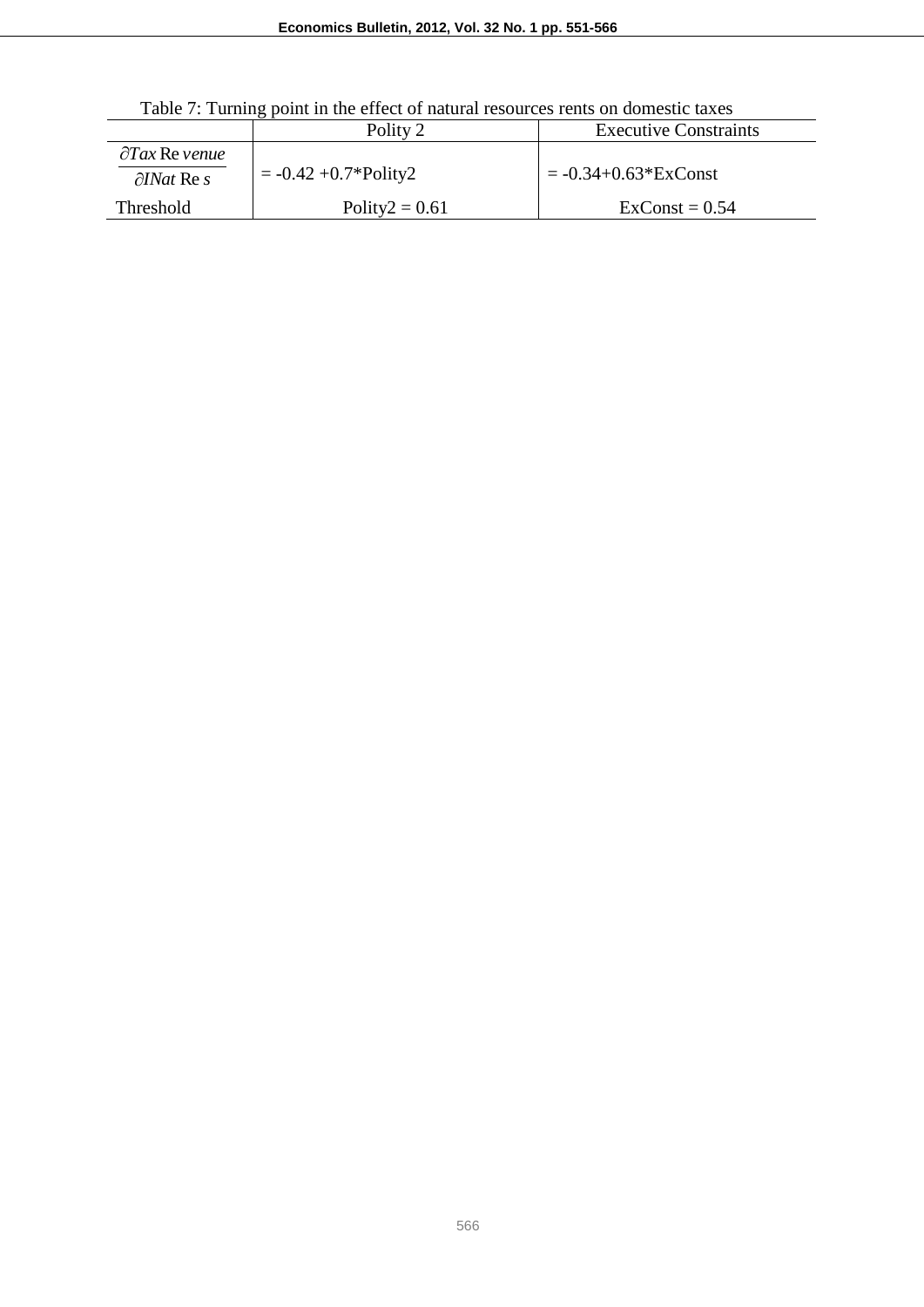Table 7: Turning point in the effect of natural resources rents on domestic taxes

| | Polity 2 | Executive Constraints |
|---|---|---|
| $\frac{\partial Tax\,Revenue}{\partial INat\,Res}$ | = -0.42 +0.7*Polity2 | = -0.34+0.63*ExConst |
| Threshold | Polity2 = 0.61 | ExConst = 0.54 |